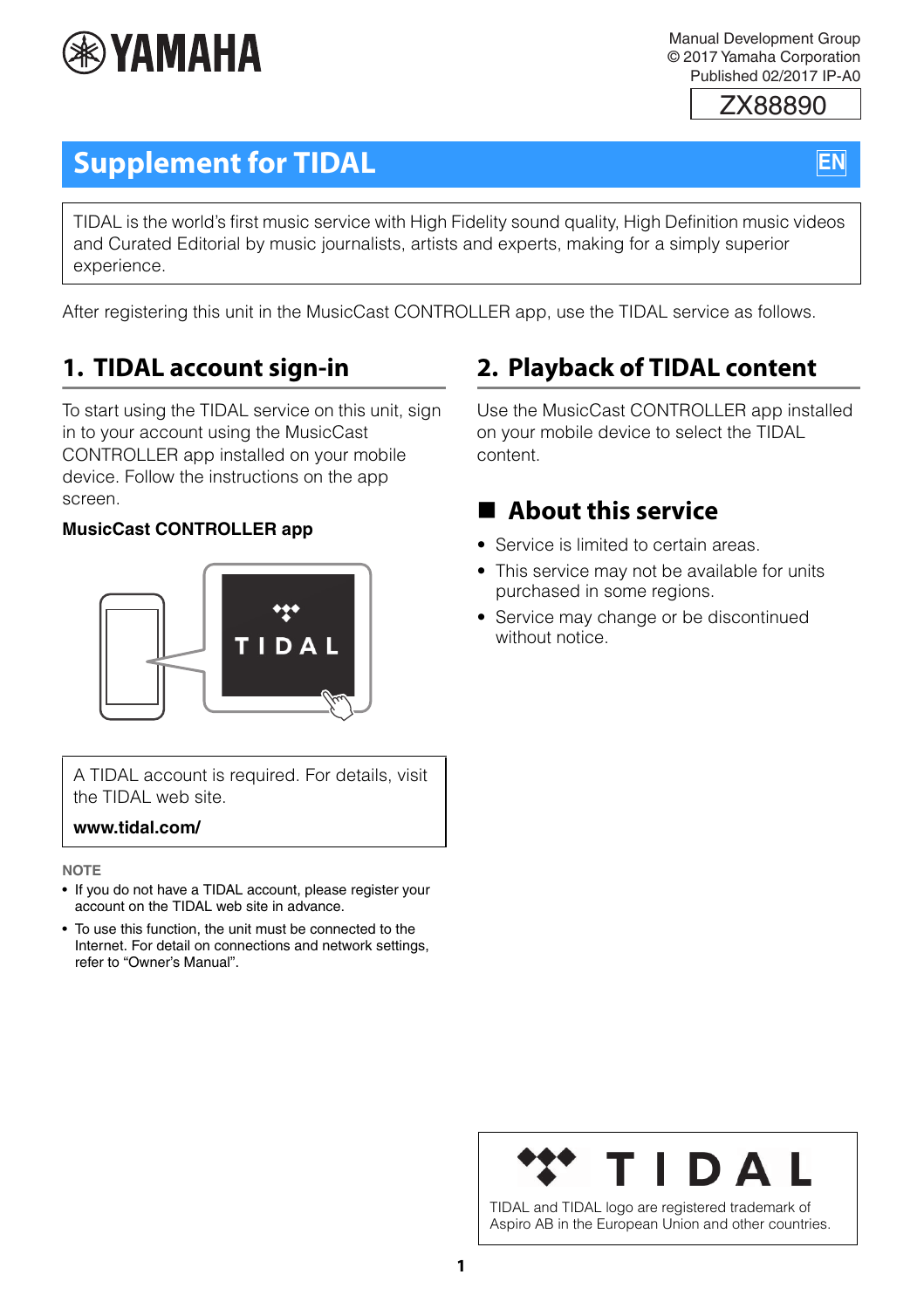Manual Development Group
© 2017 Yamaha Corporation
Published 02/2017 IP-A0

ZX88890

# Supplement for TIDAL

EN

TIDAL is the world's first music service with High Fidelity sound quality, High Definition music videos and Curated Editorial by music journalists, artists and experts, making for a simply superior experience.

After registering this unit in the MusicCast CONTROLLER app, use the TIDAL service as follows.

## 1. TIDAL account sign-in

To start using the TIDAL service on this unit, sign in to your account using the MusicCast CONTROLLER app installed on your mobile device. Follow the instructions on the app screen.

**MusicCast CONTROLLER app**

A TIDAL account is required. For details, visit the TIDAL web site.

**www.tidal.com/**

NOTE

- If you do not have a TIDAL account, please register your account on the TIDAL web site in advance.
- To use this function, the unit must be connected to the Internet. For detail on connections and network settings, refer to "Owner's Manual".

## 2. Playback of TIDAL content

Use the MusicCast CONTROLLER app installed on your mobile device to select the TIDAL content.

### About this service

- Service is limited to certain areas.
- This service may not be available for units purchased in some regions.
- Service may change or be discontinued without notice.

TIDAL and TIDAL logo are registered trademark of Aspiro AB in the European Union and other countries.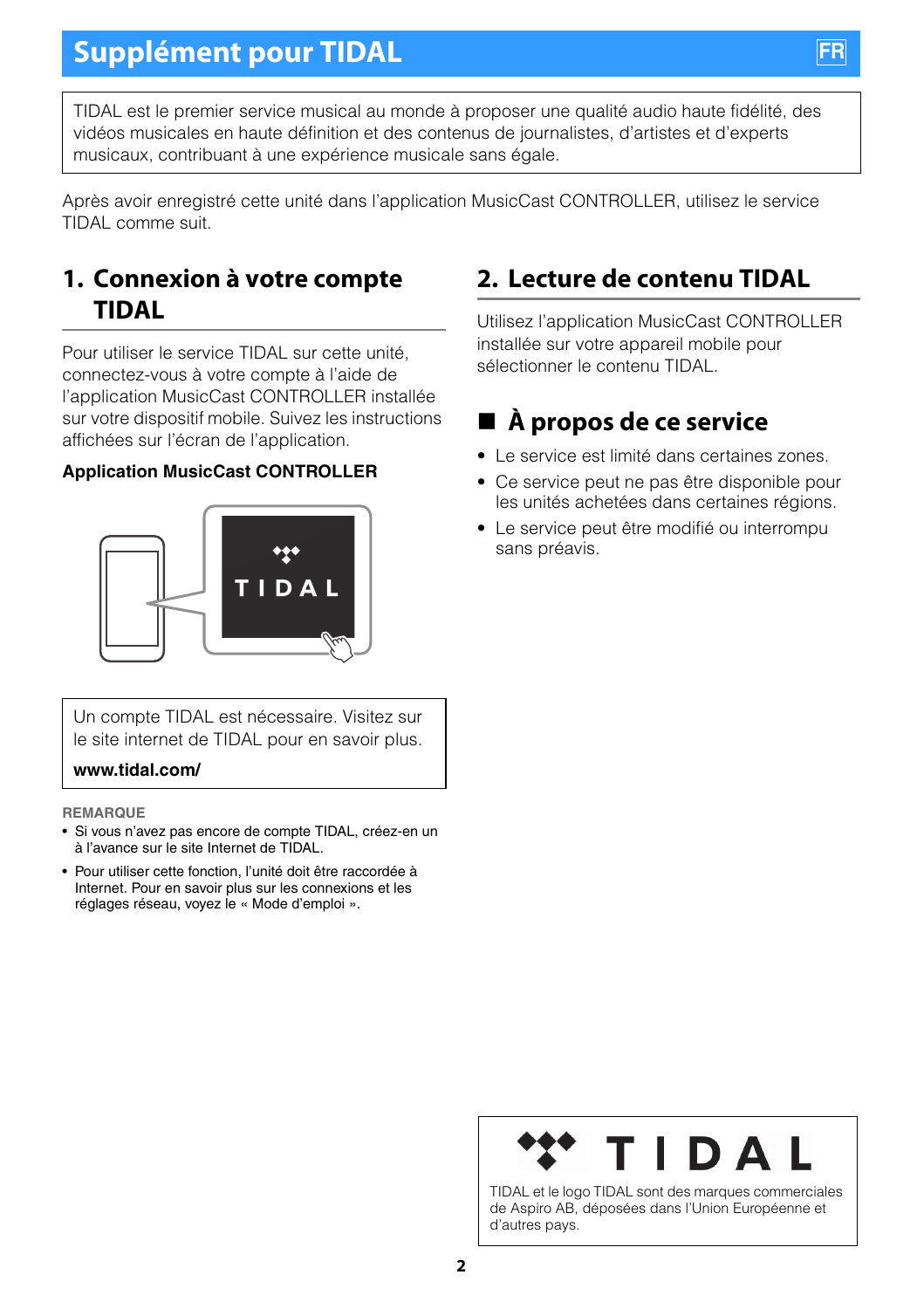# Supplément pour TIDAL

FR

TIDAL est le premier service musical au monde à proposer une qualité audio haute fidélité, des vidéos musicales en haute définition et des contenus de journalistes, d'artistes et d'experts musicaux, contribuant à une expérience musicale sans égale.

Après avoir enregistré cette unité dans l'application MusicCast CONTROLLER, utilisez le service TIDAL comme suit.

## 1. Connexion à votre compte TIDAL

Pour utiliser le service TIDAL sur cette unité, connectez-vous à votre compte à l'aide de l'application MusicCast CONTROLLER installée sur votre dispositif mobile. Suivez les instructions affichées sur l'écran de l'application.

**Application MusicCast CONTROLLER**

Un compte TIDAL est nécessaire. Visitez sur le site internet de TIDAL pour en savoir plus.

**www.tidal.com/**

**REMARQUE**

- Si vous n'avez pas encore de compte TIDAL, créez-en un à l'avance sur le site Internet de TIDAL.
- Pour utiliser cette fonction, l'unité doit être raccordée à Internet. Pour en savoir plus sur les connexions et les réglages réseau, voyez le « Mode d'emploi ».

## 2. Lecture de contenu TIDAL

Utilisez l'application MusicCast CONTROLLER installée sur votre appareil mobile pour sélectionner le contenu TIDAL.

### ■ À propos de ce service

- Le service est limité dans certaines zones.
- Ce service peut ne pas être disponible pour les unités achetées dans certaines régions.
- Le service peut être modifié ou interrompu sans préavis.

TIDAL et le logo TIDAL sont des marques commerciales de Aspiro AB, déposées dans l'Union Européenne et d'autres pays.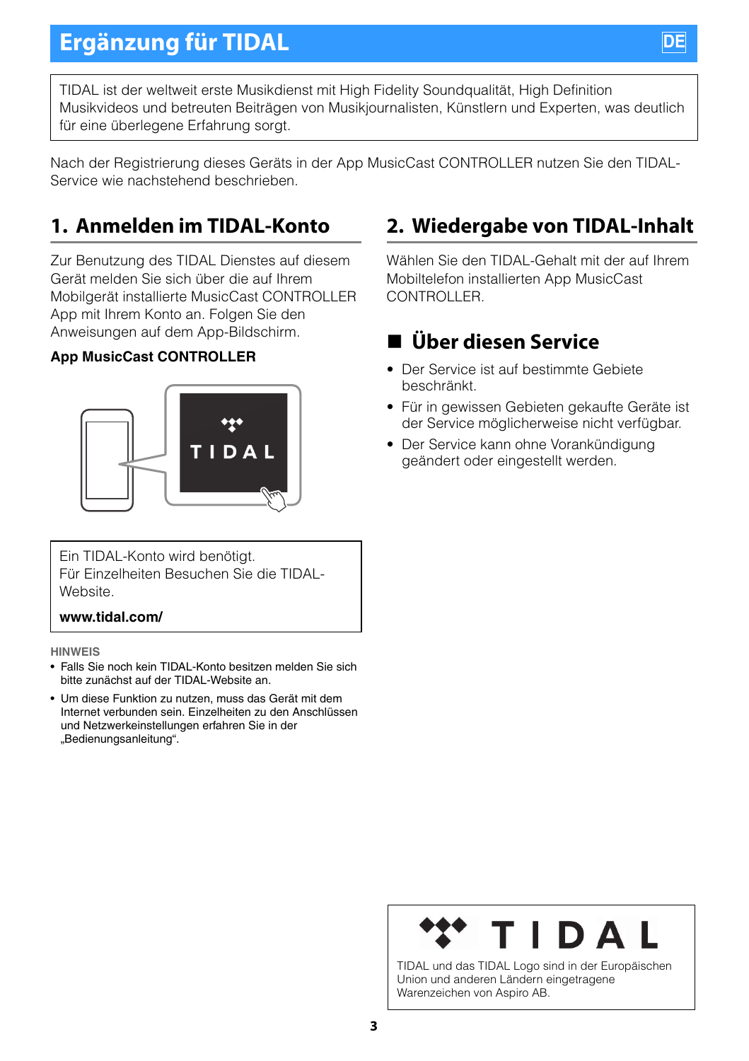# Ergänzung für TIDAL

DE

TIDAL ist der weltweit erste Musikdienst mit High Fidelity Soundqualität, High Definition Musikvideos und betreuten Beiträgen von Musikjournalisten, Künstlern und Experten, was deutlich für eine überlegene Erfahrung sorgt.

Nach der Registrierung dieses Geräts in der App MusicCast CONTROLLER nutzen Sie den TIDAL-Service wie nachstehend beschrieben.

## 1. Anmelden im TIDAL-Konto

Zur Benutzung des TIDAL Dienstes auf diesem Gerät melden Sie sich über die auf Ihrem Mobilgerät installierte MusicCast CONTROLLER App mit Ihrem Konto an. Folgen Sie den Anweisungen auf dem App-Bildschirm.

**App MusicCast CONTROLLER**

TIDAL

Ein TIDAL-Konto wird benötigt.
Für Einzelheiten Besuchen Sie die TIDAL-Website.

**www.tidal.com/**

**HINWEIS**

- Falls Sie noch kein TIDAL-Konto besitzen melden Sie sich bitte zunächst auf der TIDAL-Website an.
- Um diese Funktion zu nutzen, muss das Gerät mit dem Internet verbunden sein. Einzelheiten zu den Anschlüssen und Netzwerkeinstellungen erfahren Sie in der „Bedienungsanleitung“.

## 2. Wiedergabe von TIDAL-Inhalt

Wählen Sie den TIDAL-Gehalt mit der auf Ihrem Mobiltelefon installierten App MusicCast CONTROLLER.

### ■ Über diesen Service

- Der Service ist auf bestimmte Gebiete beschränkt.
- Für in gewissen Gebieten gekaufte Geräte ist der Service möglicherweise nicht verfügbar.
- Der Service kann ohne Vorankündigung geändert oder eingestellt werden.

TIDAL

TIDAL und das TIDAL Logo sind in der Europäischen Union und anderen Ländern eingetragene Warenzeichen von Aspiro AB.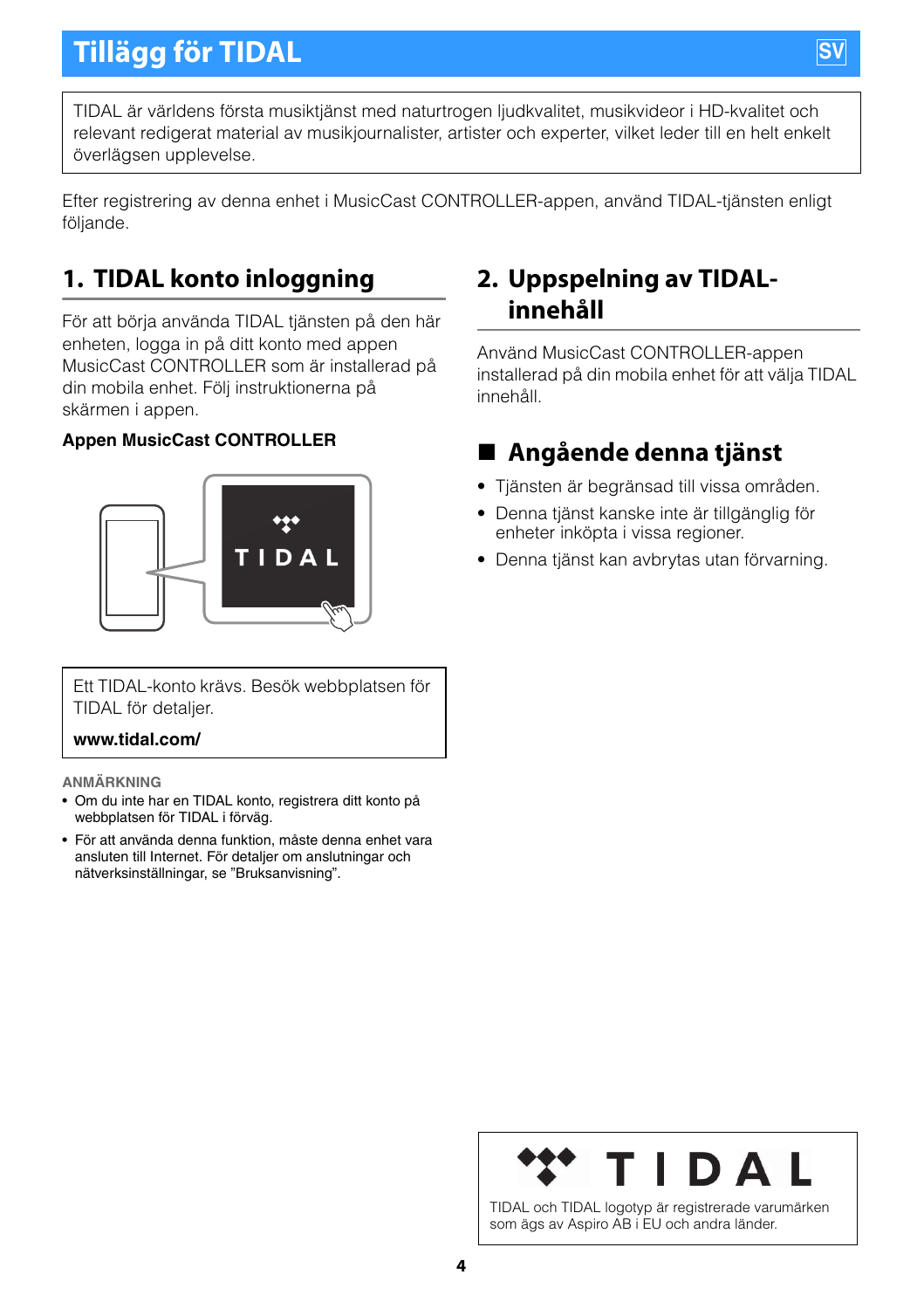# Tillägg för TIDAL

SV

TIDAL är världens första musiktjänst med naturtrogen ljudkvalitet, musikvideor i HD-kvalitet och relevant redigerat material av musikjournalister, artister och experter, vilket leder till en helt enkelt överlägsen upplevelse.

Efter registrering av denna enhet i MusicCast CONTROLLER-appen, använd TIDAL-tjänsten enligt följande.

## 1. TIDAL konto inloggning

För att börja använda TIDAL tjänsten på den här enheten, logga in på ditt konto med appen MusicCast CONTROLLER som är installerad på din mobila enhet. Följ instruktionerna på skärmen i appen.

**Appen MusicCast CONTROLLER**

Ett TIDAL-konto krävs. Besök webbplatsen för TIDAL för detaljer.

**www.tidal.com/**

**ANMÄRKNING**

- Om du inte har en TIDAL konto, registrera ditt konto på webbplatsen för TIDAL i förväg.
- För att använda denna funktion, måste denna enhet vara ansluten till Internet. För detaljer om anslutningar och nätverksinställningar, se ”Bruksanvisning”.

## 2. Uppspelning av TIDAL-innehåll

Använd MusicCast CONTROLLER-appen installerad på din mobila enhet för att välja TIDAL innehåll.

## ■ Angående denna tjänst

- Tjänsten är begränsad till vissa områden.
- Denna tjänst kanske inte är tillgänglig för enheter inköpta i vissa regioner.
- Denna tjänst kan avbrytas utan förvarning.

TIDAL

TIDAL och TIDAL logotyp är registrerade varumärken som ägs av Aspiro AB i EU och andra länder.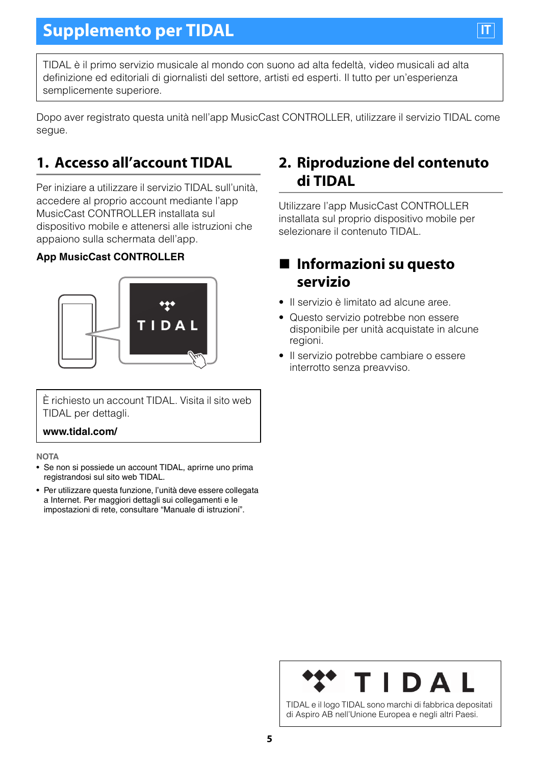# Supplemento per TIDAL

TIDAL è il primo servizio musicale al mondo con suono ad alta fedeltà, video musicali ad alta definizione ed editoriali di giornalisti del settore, artisti ed esperti. Il tutto per un'esperienza semplicemente superiore.

Dopo aver registrato questa unità nell'app MusicCast CONTROLLER, utilizzare il servizio TIDAL come segue.

## 1. Accesso all'account TIDAL

Per iniziare a utilizzare il servizio TIDAL sull'unità, accedere al proprio account mediante l'app MusicCast CONTROLLER installata sul dispositivo mobile e attenersi alle istruzioni che appaiono sulla schermata dell'app.

**App MusicCast CONTROLLER**

È richiesto un account TIDAL. Visita il sito web TIDAL per dettagli.

**www.tidal.com/**

NOTA

- Se non si possiede un account TIDAL, aprirne uno prima registrandosi sul sito web TIDAL.
- Per utilizzare questa funzione, l'unità deve essere collegata a Internet. Per maggiori dettagli sui collegamenti e le impostazioni di rete, consultare "Manuale di istruzioni".

## 2. Riproduzione del contenuto di TIDAL

Utilizzare l'app MusicCast CONTROLLER installata sul proprio dispositivo mobile per selezionare il contenuto TIDAL.

## ■ Informazioni su questo servizio

- Il servizio è limitato ad alcune aree.
- Questo servizio potrebbe non essere disponibile per unità acquistate in alcune regioni.
- Il servizio potrebbe cambiare o essere interrotto senza preavviso.

TIDAL e il logo TIDAL sono marchi di fabbrica depositati di Aspiro AB nell'Unione Europea e negli altri Paesi.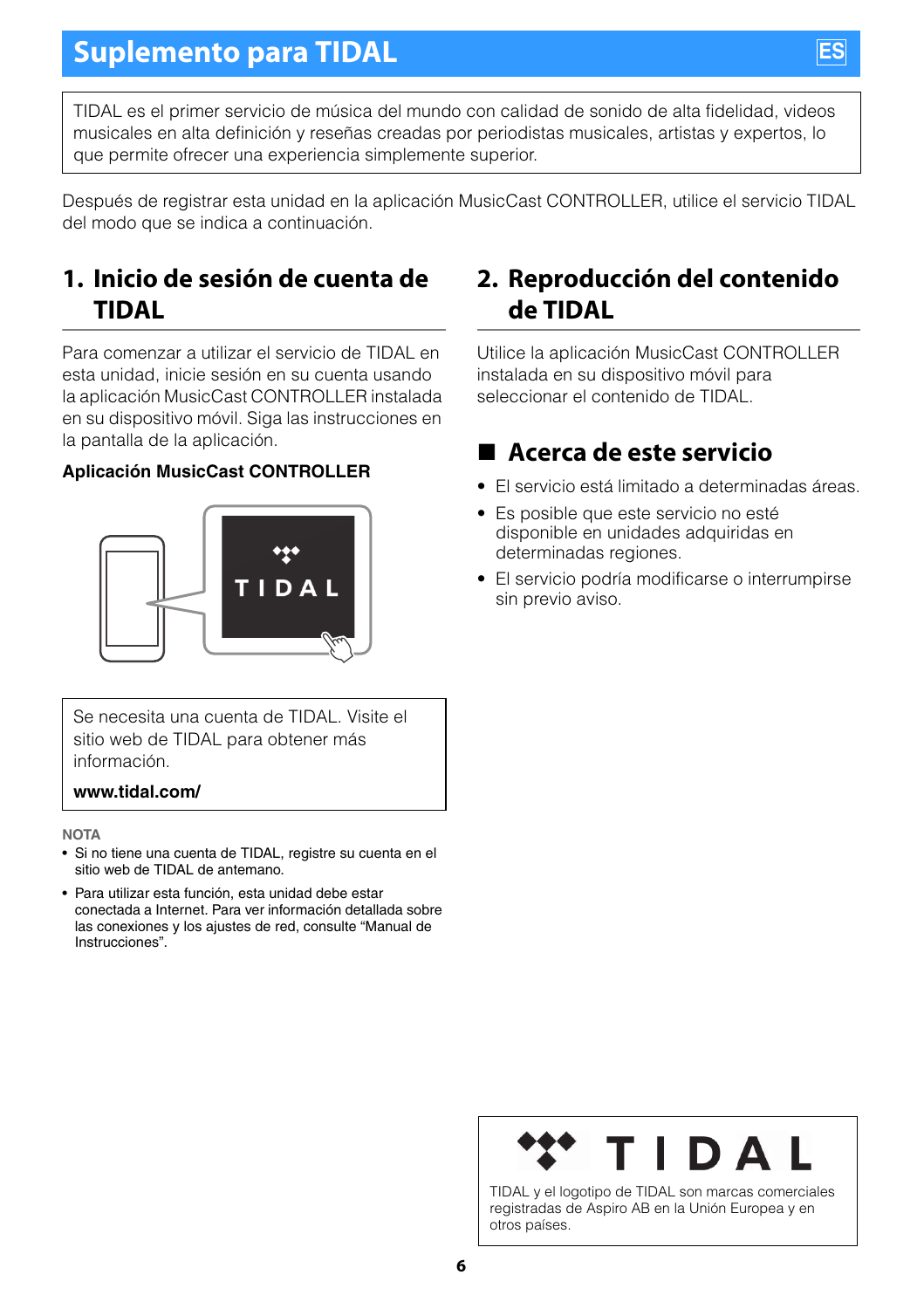# Suplemento para TIDAL

ES

TIDAL es el primer servicio de música del mundo con calidad de sonido de alta fidelidad, videos musicales en alta definición y reseñas creadas por periodistas musicales, artistas y expertos, lo que permite ofrecer una experiencia simplemente superior.

Después de registrar esta unidad en la aplicación MusicCast CONTROLLER, utilice el servicio TIDAL del modo que se indica a continuación.

## 1. Inicio de sesión de cuenta de TIDAL

Para comenzar a utilizar el servicio de TIDAL en esta unidad, inicie sesión en su cuenta usando la aplicación MusicCast CONTROLLER instalada en su dispositivo móvil. Siga las instrucciones en la pantalla de la aplicación.

**Aplicación MusicCast CONTROLLER**

TIDAL

Se necesita una cuenta de TIDAL. Visite el sitio web de TIDAL para obtener más información.

**www.tidal.com/**

**NOTA**

- Si no tiene una cuenta de TIDAL, registre su cuenta en el sitio web de TIDAL de antemano.
- Para utilizar esta función, esta unidad debe estar conectada a Internet. Para ver información detallada sobre las conexiones y los ajustes de red, consulte “Manual de Instrucciones”.

## 2. Reproducción del contenido de TIDAL

Utilice la aplicación MusicCast CONTROLLER instalada en su dispositivo móvil para seleccionar el contenido de TIDAL.

### ■ Acerca de este servicio

- El servicio está limitado a determinadas áreas.
- Es posible que este servicio no esté disponible en unidades adquiridas en determinadas regiones.
- El servicio podría modificarse o interrumpirse sin previo aviso.

TIDAL

TIDAL y el logotipo de TIDAL son marcas comerciales registradas de Aspiro AB en la Unión Europea y en otros países.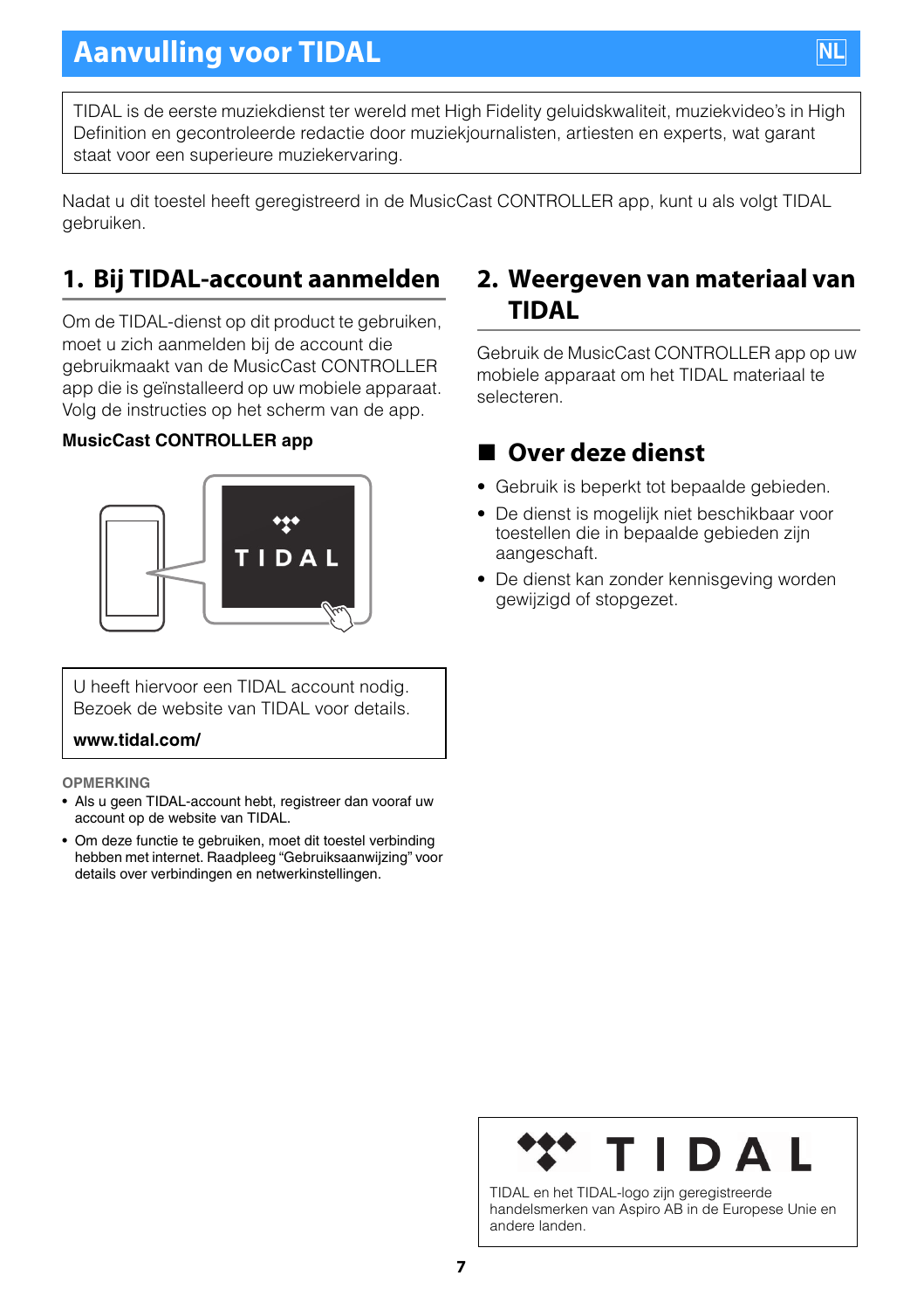# Aanvulling voor TIDAL

TIDAL is de eerste muziekdienst ter wereld met High Fidelity geluidskwaliteit, muziekvideo's in High Definition en gecontroleerde redactie door muziekjournalisten, artiesten en experts, wat garant staat voor een superieure muziekervaring.

Nadat u dit toestel heeft geregistreerd in de MusicCast CONTROLLER app, kunt u als volgt TIDAL gebruiken.

## 1. Bij TIDAL-account aanmelden

Om de TIDAL-dienst op dit product te gebruiken, moet u zich aanmelden bij de account die gebruikmaakt van de MusicCast CONTROLLER app die is geïnstalleerd op uw mobiele apparaat. Volg de instructies op het scherm van de app.

**MusicCast CONTROLLER app**

U heeft hiervoor een TIDAL account nodig. Bezoek de website van TIDAL voor details.

**www.tidal.com/**

OPMERKING

- Als u geen TIDAL-account hebt, registreer dan vooraf uw account op de website van TIDAL.
- Om deze functie te gebruiken, moet dit toestel verbinding hebben met internet. Raadpleeg "Gebruiksaanwijzing" voor details over verbindingen en netwerkinstellingen.

## 2. Weergeven van materiaal van TIDAL

Gebruik de MusicCast CONTROLLER app op uw mobiele apparaat om het TIDAL materiaal te selecteren.

## ■ Over deze dienst

- Gebruik is beperkt tot bepaalde gebieden.
- De dienst is mogelijk niet beschikbaar voor toestellen die in bepaalde gebieden zijn aangeschaft.
- De dienst kan zonder kennisgeving worden gewijzigd of stopgezet.

TIDAL en het TIDAL-logo zijn geregistreerde handelsmerken van Aspiro AB in de Europese Unie en andere landen.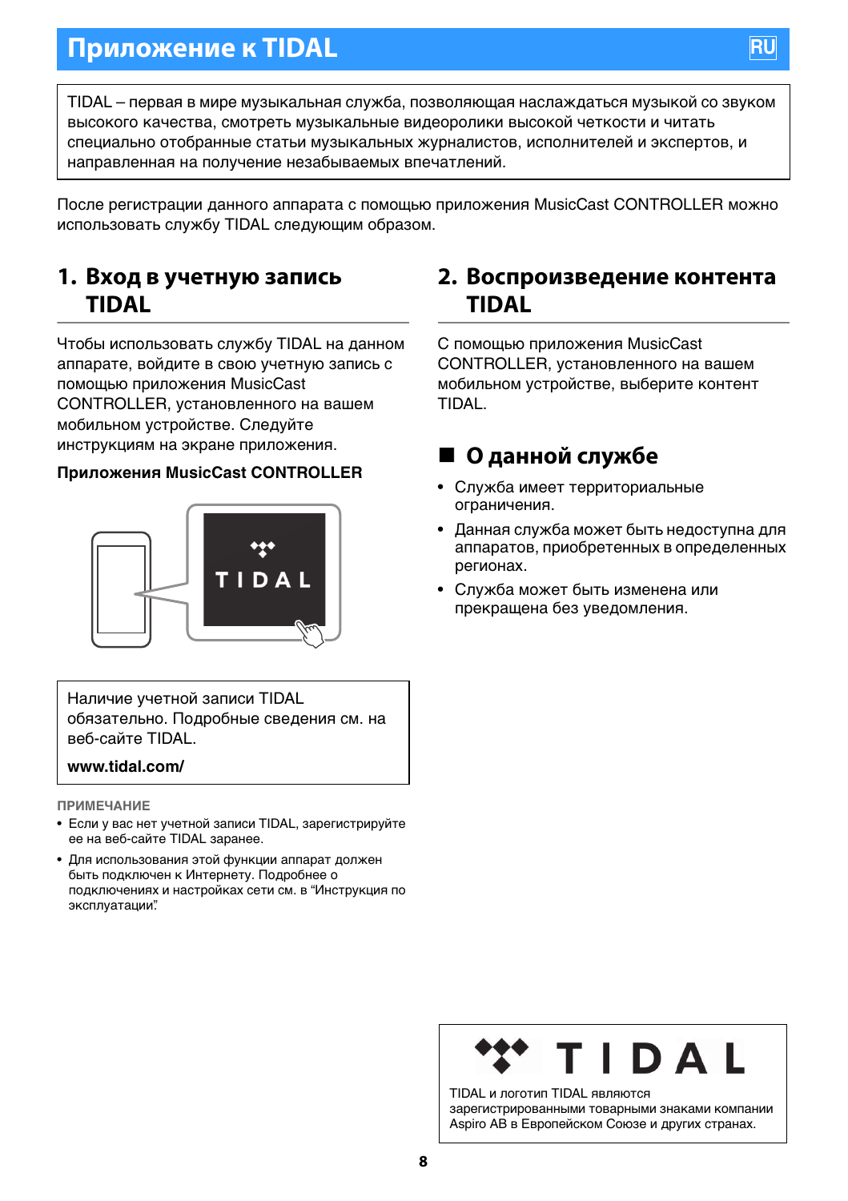# Приложение к TIDAL

RU

TIDAL – первая в мире музыкальная служба, позволяющая наслаждаться музыкой со звуком высокого качества, смотреть музыкальные видеоролики высокой четкости и читать специально отобранные статьи музыкальных журналистов, исполнителей и экспертов, и направленная на получение незабываемых впечатлений.

После регистрации данного аппарата с помощью приложения MusicCast CONTROLLER можно использовать службу TIDAL следующим образом.

## 1. Вход в учетную запись TIDAL

Чтобы использовать службу TIDAL на данном аппарате, войдите в свою учетную запись с помощью приложения MusicCast CONTROLLER, установленного на вашем мобильном устройстве. Следуйте инструкциям на экране приложения.

**Приложения MusicCast CONTROLLER**

TIDAL

Наличие учетной записи TIDAL обязательно. Подробные сведения см. на веб-сайте TIDAL.

**www.tidal.com/**

ПРИМЕЧАНИЕ

- Если у вас нет учетной записи TIDAL, зарегистрируйте ее на веб-сайте TIDAL заранее.
- Для использования этой функции аппарат должен быть подключен к Интернету. Подробнее о подключениях и настройках сети см. в “Инструкция по эксплуатации”.

## 2. Воспроизведение контента TIDAL

С помощью приложения MusicCast CONTROLLER, установленного на вашем мобильном устройстве, выберите контент TIDAL.

### ■ О данной службе

- Служба имеет территориальные ограничения.
- Данная служба может быть недоступна для аппаратов, приобретенных в определенных регионах.
- Служба может быть изменена или прекращена без уведомления.

TIDAL

TIDAL и логотип TIDAL являются зарегистрированными товарными знаками компании Aspiro AB в Европейском Союзе и других странах.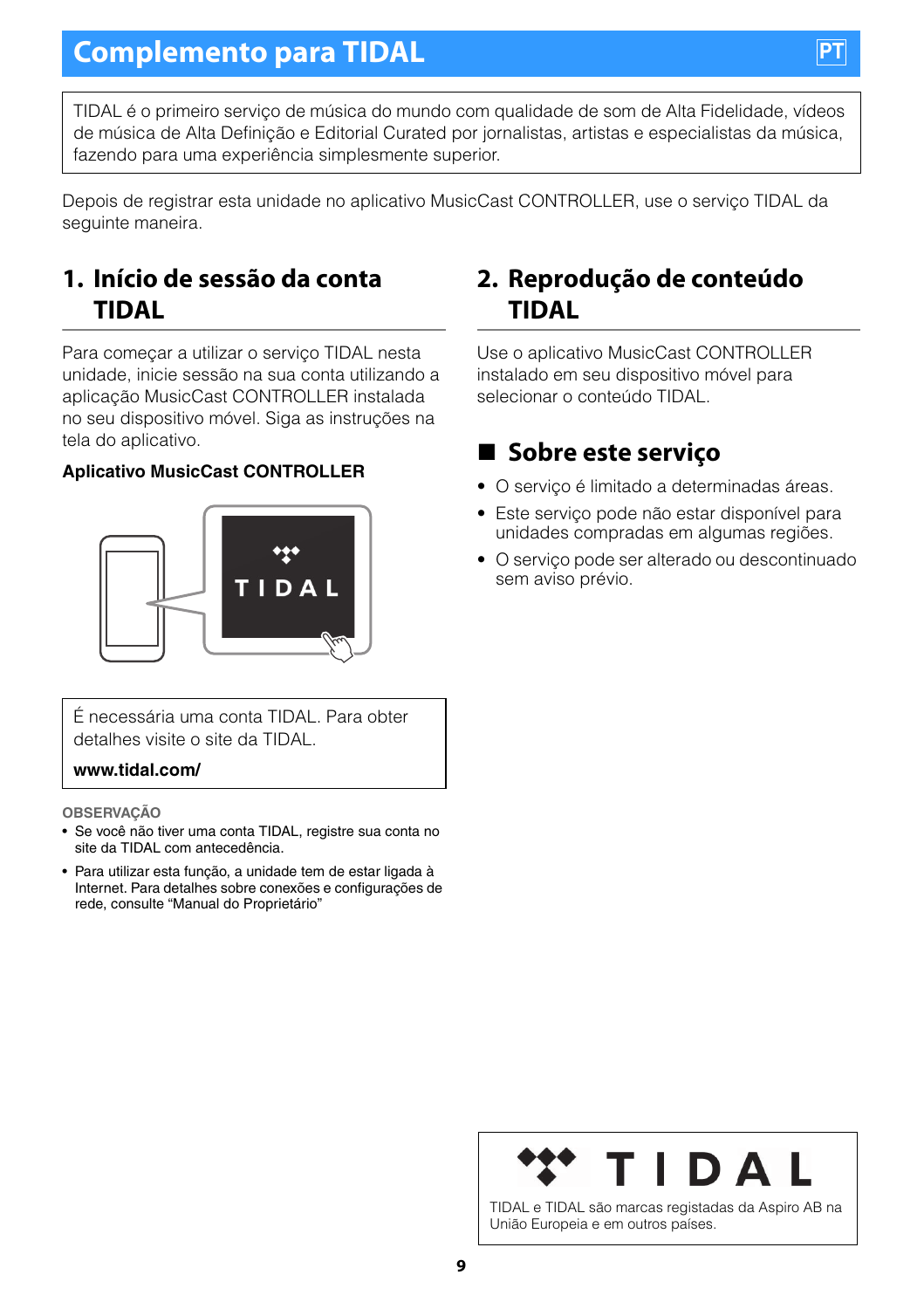# Complemento para TIDAL

PT

TIDAL é o primeiro serviço de música do mundo com qualidade de som de Alta Fidelidade, vídeos de música de Alta Definição e Editorial Curated por jornalistas, artistas e especialistas da música, fazendo para uma experiência simplesmente superior.

Depois de registrar esta unidade no aplicativo MusicCast CONTROLLER, use o serviço TIDAL da seguinte maneira.

## 1. Início de sessão da conta TIDAL

Para começar a utilizar o serviço TIDAL nesta unidade, inicie sessão na sua conta utilizando a aplicação MusicCast CONTROLLER instalada no seu dispositivo móvel. Siga as instruções na tela do aplicativo.

**Aplicativo MusicCast CONTROLLER**

TIDAL

É necessária uma conta TIDAL. Para obter detalhes visite o site da TIDAL.

**www.tidal.com/**

OBSERVAÇÃO

- Se você não tiver uma conta TIDAL, registre sua conta no site da TIDAL com antecedência.
- Para utilizar esta função, a unidade tem de estar ligada à Internet. Para detalhes sobre conexões e configurações de rede, consulte “Manual do Proprietário”

## 2. Reprodução de conteúdo TIDAL

Use o aplicativo MusicCast CONTROLLER instalado em seu dispositivo móvel para selecionar o conteúdo TIDAL.

### ■ Sobre este serviço

- O serviço é limitado a determinadas áreas.
- Este serviço pode não estar disponível para unidades compradas em algumas regiões.
- O serviço pode ser alterado ou descontinuado sem aviso prévio.

TIDAL

TIDAL e TIDAL são marcas registadas da Aspiro AB na União Europeia e em outros países.